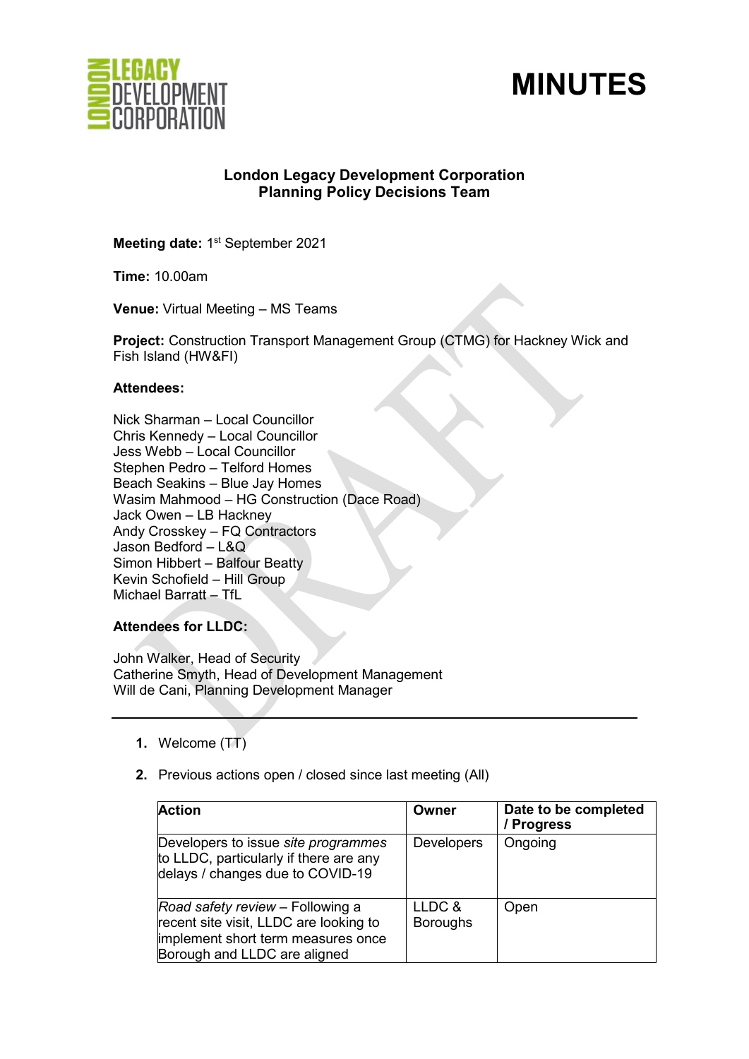# MINUTES

**London Legacy Development Corporation**
**Planning Policy Decisions Team**

**Meeting date:** 1st September 2021

**Time:** 10.00am

**Venue:** Virtual Meeting – MS Teams

**Project:** Construction Transport Management Group (CTMG) for Hackney Wick and Fish Island (HW&FI)

**Attendees:**

Nick Sharman – Local Councillor
Chris Kennedy – Local Councillor
Jess Webb – Local Councillor
Stephen Pedro – Telford Homes
Beach Seakins – Blue Jay Homes
Wasim Mahmood – HG Construction (Dace Road)
Jack Owen – LB Hackney
Andy Crosskey – FQ Contractors
Jason Bedford – L&Q
Simon Hibbert – Balfour Beatty
Kevin Schofield – Hill Group
Michael Barratt – TfL

**Attendees for LLDC:**

John Walker, Head of Security
Catherine Smyth, Head of Development Management
Will de Cani, Planning Development Manager

---

1. Welcome (TT)

2. Previous actions open / closed since last meeting (All)

| Action | Owner | Date to be completed / Progress |
|---|---|---|
| Developers to issue *site programmes* to LLDC, particularly if there are any delays / changes due to COVID-19 | Developers | Ongoing |
| *Road safety review* – Following a recent site visit, LLDC are looking to implement short term measures once Borough and LLDC are aligned | LLDC & Boroughs | Open |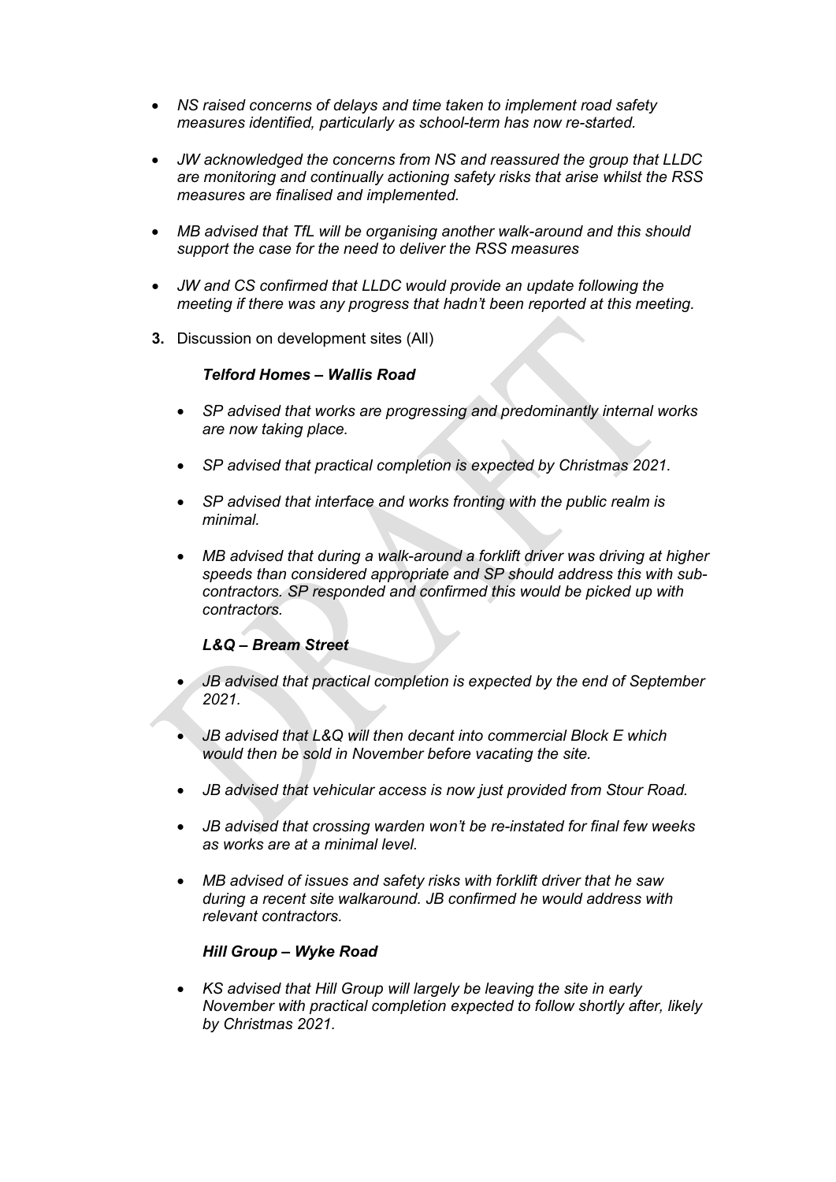- *NS raised concerns of delays and time taken to implement road safety measures identified, particularly as school-term has now re-started.*

- *JW acknowledged the concerns from NS and reassured the group that LLDC are monitoring and continually actioning safety risks that arise whilst the RSS measures are finalised and implemented.*

- *MB advised that TfL will be organising another walk-around and this should support the case for the need to deliver the RSS measures*

- *JW and CS confirmed that LLDC would provide an update following the meeting if there was any progress that hadn't been reported at this meeting.*

**3.** Discussion on development sites (All)

***Telford Homes – Wallis Road***

- *SP advised that works are progressing and predominantly internal works are now taking place.*

- *SP advised that practical completion is expected by Christmas 2021.*

- *SP advised that interface and works fronting with the public realm is minimal.*

- *MB advised that during a walk-around a forklift driver was driving at higher speeds than considered appropriate and SP should address this with sub-contractors. SP responded and confirmed this would be picked up with contractors.*

***L&Q – Bream Street***

- *JB advised that practical completion is expected by the end of September 2021.*

- *JB advised that L&Q will then decant into commercial Block E which would then be sold in November before vacating the site.*

- *JB advised that vehicular access is now just provided from Stour Road.*

- *JB advised that crossing warden won't be re-instated for final few weeks as works are at a minimal level.*

- *MB advised of issues and safety risks with forklift driver that he saw during a recent site walkaround. JB confirmed he would address with relevant contractors.*

***Hill Group – Wyke Road***

- *KS advised that Hill Group will largely be leaving the site in early November with practical completion expected to follow shortly after, likely by Christmas 2021.*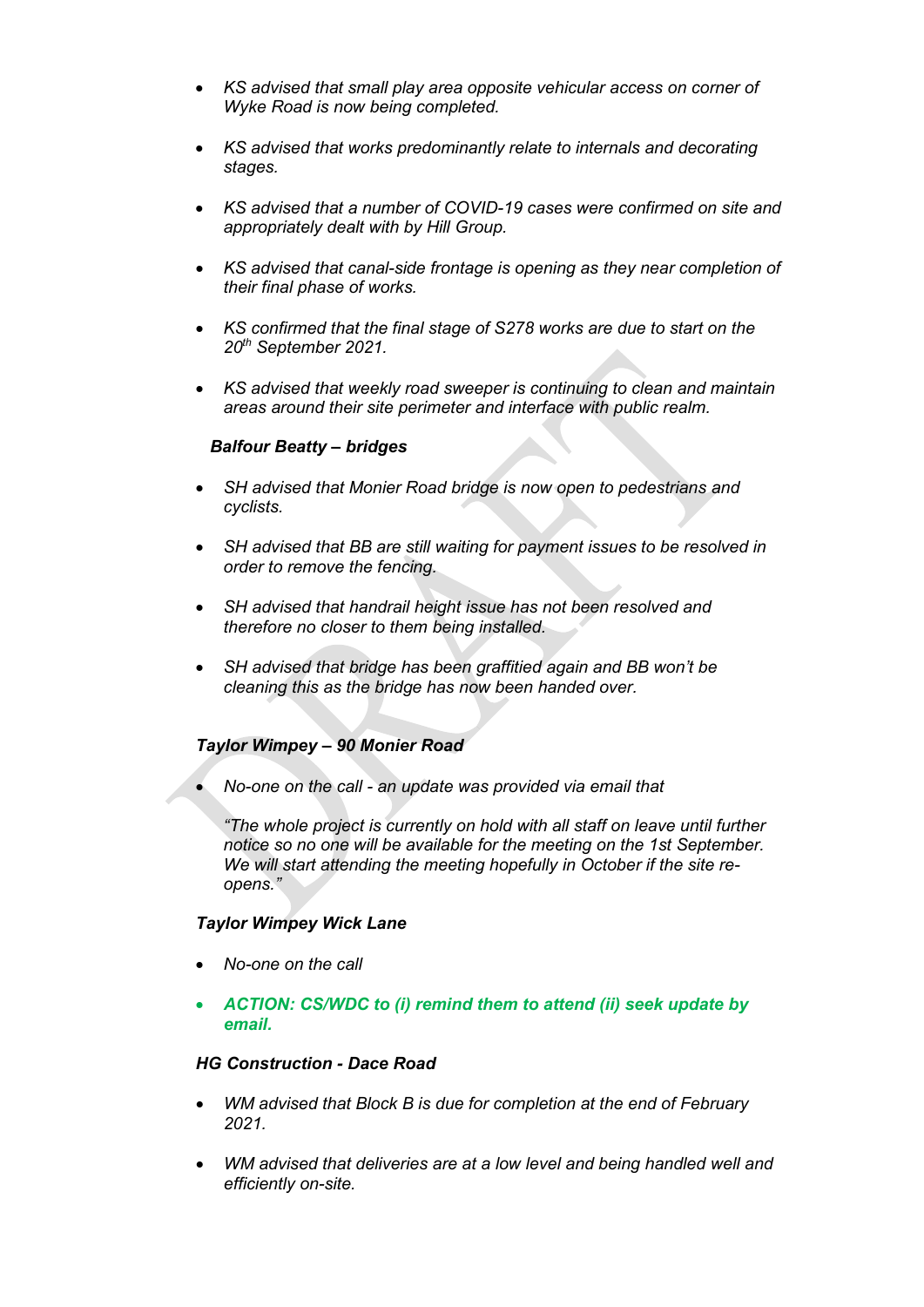- *KS advised that small play area opposite vehicular access on corner of Wyke Road is now being completed.*

- *KS advised that works predominantly relate to internals and decorating stages.*

- *KS advised that a number of COVID-19 cases were confirmed on site and appropriately dealt with by Hill Group.*

- *KS advised that canal-side frontage is opening as they near completion of their final phase of works.*

- *KS confirmed that the final stage of S278 works are due to start on the 20th September 2021.*

- *KS advised that weekly road sweeper is continuing to clean and maintain areas around their site perimeter and interface with public realm.*

***Balfour Beatty – bridges***

- *SH advised that Monier Road bridge is now open to pedestrians and cyclists.*

- *SH advised that BB are still waiting for payment issues to be resolved in order to remove the fencing.*

- *SH advised that handrail height issue has not been resolved and therefore no closer to them being installed.*

- *SH advised that bridge has been graffitied again and BB won't be cleaning this as the bridge has now been handed over.*

***Taylor Wimpey – 90 Monier Road***

- *No-one on the call - an update was provided via email that*

  *"The whole project is currently on hold with all staff on leave until further notice so no one will be available for the meeting on the 1st September. We will start attending the meeting hopefully in October if the site re-opens."*

***Taylor Wimpey Wick Lane***

- *No-one on the call*

- ***ACTION: CS/WDC to (i) remind them to attend (ii) seek update by email.***

***HG Construction - Dace Road***

- *WM advised that Block B is due for completion at the end of February 2021.*

- *WM advised that deliveries are at a low level and being handled well and efficiently on-site.*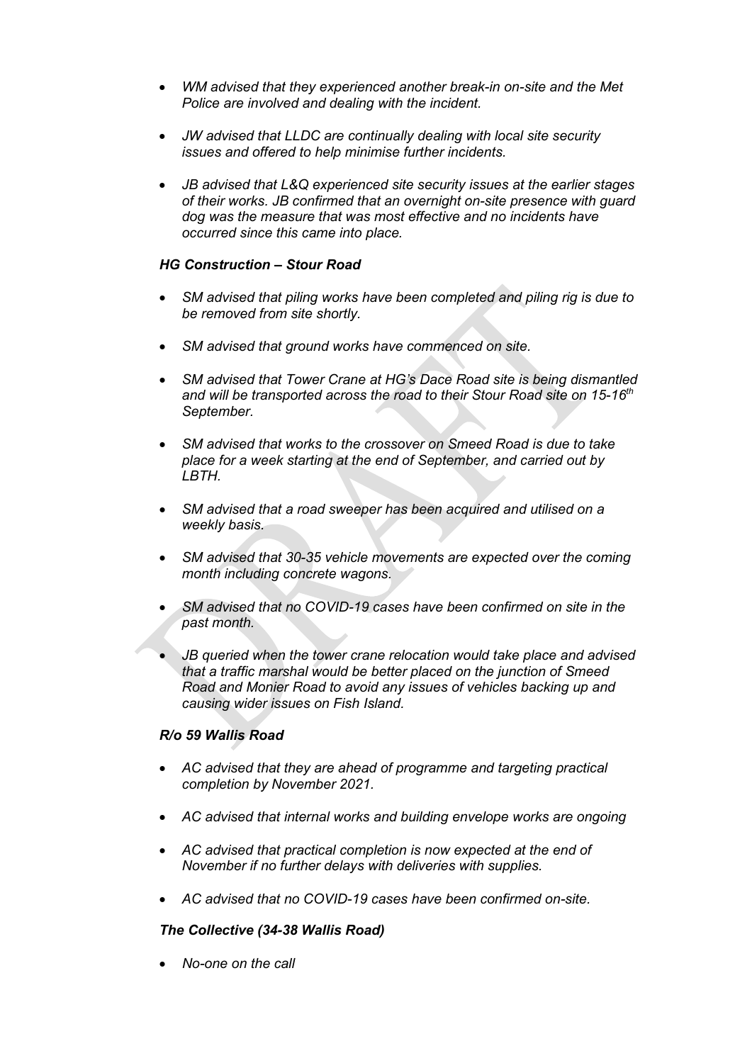- *WM advised that they experienced another break-in on-site and the Met Police are involved and dealing with the incident.*

- *JW advised that LLDC are continually dealing with local site security issues and offered to help minimise further incidents.*

- *JB advised that L&Q experienced site security issues at the earlier stages of their works. JB confirmed that an overnight on-site presence with guard dog was the measure that was most effective and no incidents have occurred since this came into place.*

### *HG Construction – Stour Road*

- *SM advised that piling works have been completed and piling rig is due to be removed from site shortly.*

- *SM advised that ground works have commenced on site.*

- *SM advised that Tower Crane at HG's Dace Road site is being dismantled and will be transported across the road to their Stour Road site on 15-16th September.*

- *SM advised that works to the crossover on Smeed Road is due to take place for a week starting at the end of September, and carried out by LBTH.*

- *SM advised that a road sweeper has been acquired and utilised on a weekly basis.*

- *SM advised that 30-35 vehicle movements are expected over the coming month including concrete wagons.*

- *SM advised that no COVID-19 cases have been confirmed on site in the past month.*

- *JB queried when the tower crane relocation would take place and advised that a traffic marshal would be better placed on the junction of Smeed Road and Monier Road to avoid any issues of vehicles backing up and causing wider issues on Fish Island.*

### *R/o 59 Wallis Road*

- *AC advised that they are ahead of programme and targeting practical completion by November 2021.*

- *AC advised that internal works and building envelope works are ongoing*

- *AC advised that practical completion is now expected at the end of November if no further delays with deliveries with supplies.*

- *AC advised that no COVID-19 cases have been confirmed on-site.*

### *The Collective (34-38 Wallis Road)*

- *No-one on the call*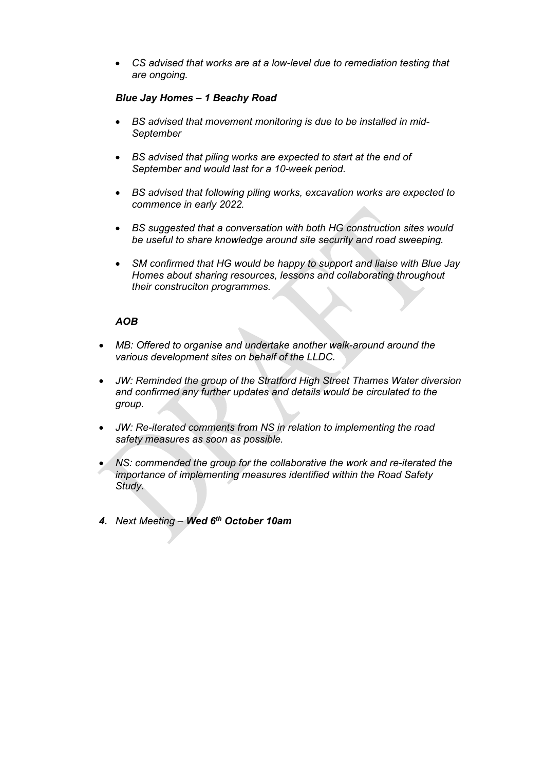- *CS advised that works are at a low-level due to remediation testing that are ongoing.*

***Blue Jay Homes – 1 Beachy Road***

- *BS advised that movement monitoring is due to be installed in mid-September*

- *BS advised that piling works are expected to start at the end of September and would last for a 10-week period.*

- *BS advised that following piling works, excavation works are expected to commence in early 2022.*

- *BS suggested that a conversation with both HG construction sites would be useful to share knowledge around site security and road sweeping.*

- *SM confirmed that HG would be happy to support and liaise with Blue Jay Homes about sharing resources, lessons and collaborating throughout their construciton programmes.*

***AOB***

- *MB: Offered to organise and undertake another walk-around around the various development sites on behalf of the LLDC.*

- *JW: Reminded the group of the Stratford High Street Thames Water diversion and confirmed any further updates and details would be circulated to the group.*

- *JW: Re-iterated comments from NS in relation to implementing the road safety measures as soon as possible.*

- *NS: commended the group for the collaborative the work and re-iterated the importance of implementing measures identified within the Road Safety Study.*

***4.*** *Next Meeting –* ***Wed 6th October 10am***